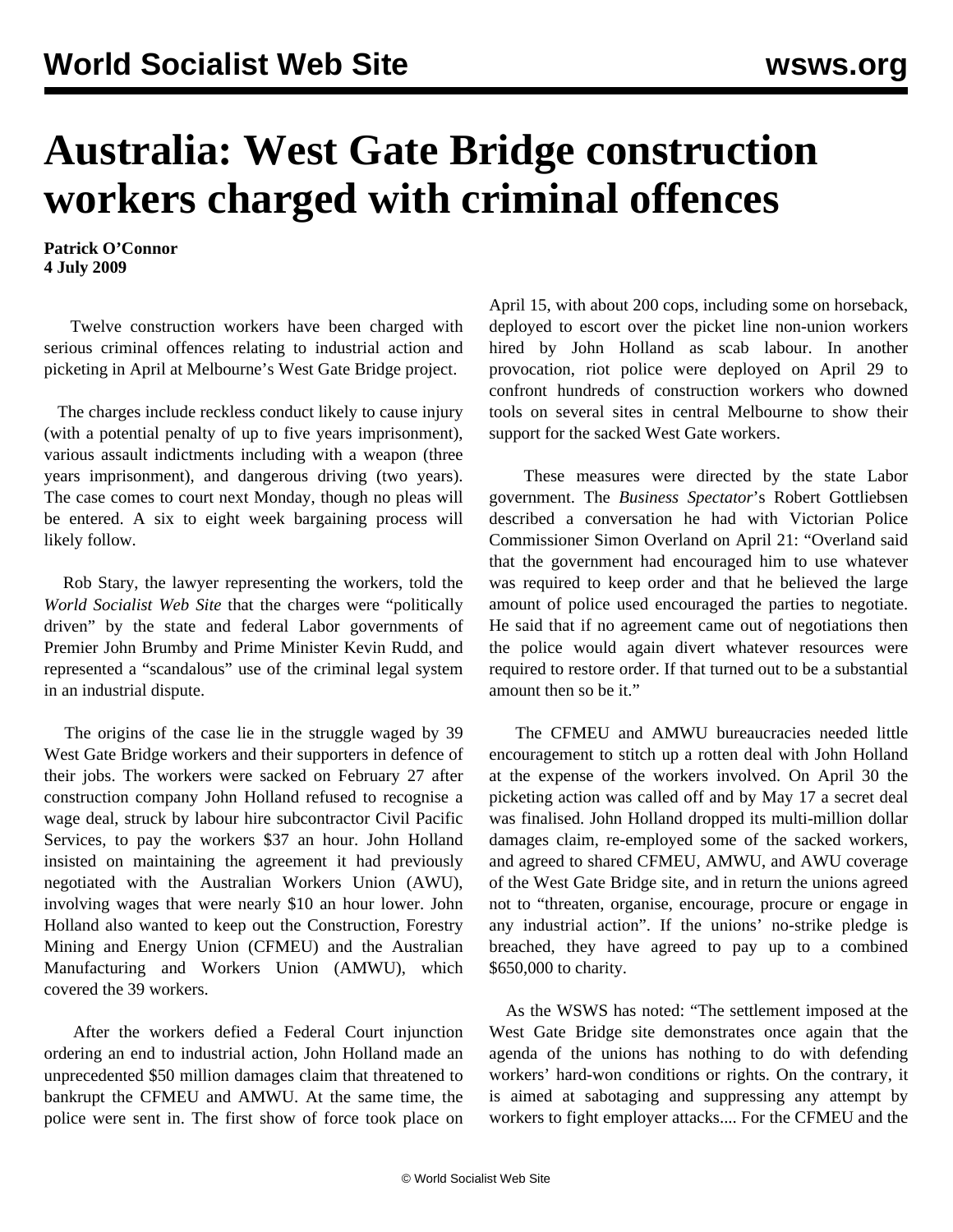# Australia: West Gate Bridge construction workers charged with criminal offences

**Patrick O'Connor**
**4 July 2009**

Twelve construction workers have been charged with serious criminal offences relating to industrial action and picketing in April at Melbourne's West Gate Bridge project.

The charges include reckless conduct likely to cause injury (with a potential penalty of up to five years imprisonment), various assault indictments including with a weapon (three years imprisonment), and dangerous driving (two years). The case comes to court next Monday, though no pleas will be entered. A six to eight week bargaining process will likely follow.

Rob Stary, the lawyer representing the workers, told the *World Socialist Web Site* that the charges were "politically driven" by the state and federal Labor governments of Premier John Brumby and Prime Minister Kevin Rudd, and represented a "scandalous" use of the criminal legal system in an industrial dispute.

The origins of the case lie in the struggle waged by 39 West Gate Bridge workers and their supporters in defence of their jobs. The workers were sacked on February 27 after construction company John Holland refused to recognise a wage deal, struck by labour hire subcontractor Civil Pacific Services, to pay the workers $37 an hour. John Holland insisted on maintaining the agreement it had previously negotiated with the Australian Workers Union (AWU), involving wages that were nearly $10 an hour lower. John Holland also wanted to keep out the Construction, Forestry Mining and Energy Union (CFMEU) and the Australian Manufacturing and Workers Union (AMWU), which covered the 39 workers.

After the workers defied a Federal Court injunction ordering an end to industrial action, John Holland made an unprecedented $50 million damages claim that threatened to bankrupt the CFMEU and AMWU. At the same time, the police were sent in. The first show of force took place on April 15, with about 200 cops, including some on horseback, deployed to escort over the picket line non-union workers hired by John Holland as scab labour. In another provocation, riot police were deployed on April 29 to confront hundreds of construction workers who downed tools on several sites in central Melbourne to show their support for the sacked West Gate workers.

These measures were directed by the state Labor government. The *Business Spectator*'s Robert Gottliebsen described a conversation he had with Victorian Police Commissioner Simon Overland on April 21: "Overland said that the government had encouraged him to use whatever was required to keep order and that he believed the large amount of police used encouraged the parties to negotiate. He said that if no agreement came out of negotiations then the police would again divert whatever resources were required to restore order. If that turned out to be a substantial amount then so be it."

The CFMEU and AMWU bureaucracies needed little encouragement to stitch up a rotten deal with John Holland at the expense of the workers involved. On April 30 the picketing action was called off and by May 17 a secret deal was finalised. John Holland dropped its multi-million dollar damages claim, re-employed some of the sacked workers, and agreed to shared CFMEU, AMWU, and AWU coverage of the West Gate Bridge site, and in return the unions agreed not to "threaten, organise, encourage, procure or engage in any industrial action". If the unions' no-strike pledge is breached, they have agreed to pay up to a combined $650,000 to charity.

As the WSWS has noted: "The settlement imposed at the West Gate Bridge site demonstrates once again that the agenda of the unions has nothing to do with defending workers' hard-won conditions or rights. On the contrary, it is aimed at sabotaging and suppressing any attempt by workers to fight employer attacks.... For the CFMEU and the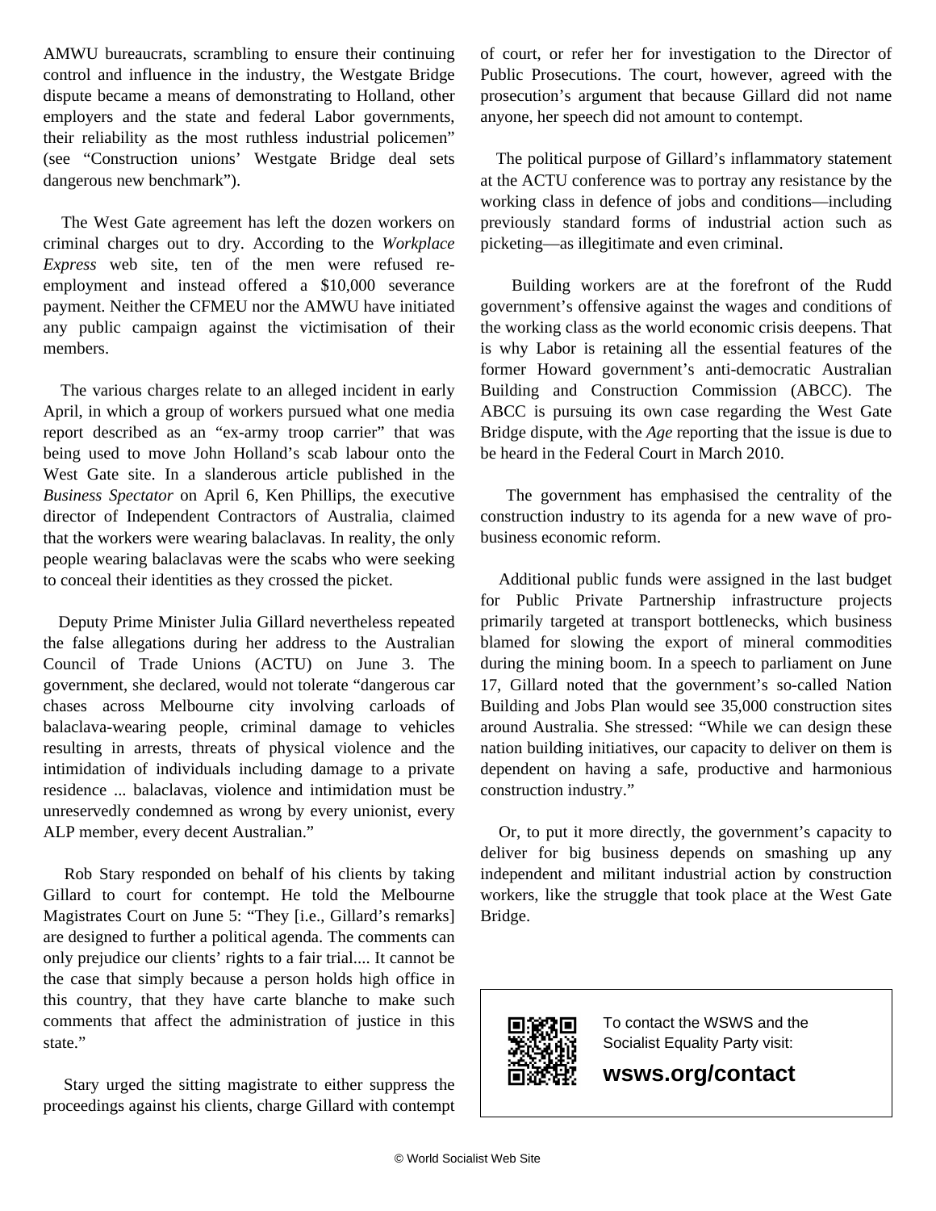AMWU bureaucrats, scrambling to ensure their continuing control and influence in the industry, the Westgate Bridge dispute became a means of demonstrating to Holland, other employers and the state and federal Labor governments, their reliability as the most ruthless industrial policemen" (see "Construction unions' Westgate Bridge deal sets dangerous new benchmark").

The West Gate agreement has left the dozen workers on criminal charges out to dry. According to the *Workplace Express* web site, ten of the men were refused re-employment and instead offered a $10,000 severance payment. Neither the CFMEU nor the AMWU have initiated any public campaign against the victimisation of their members.

The various charges relate to an alleged incident in early April, in which a group of workers pursued what one media report described as an "ex-army troop carrier" that was being used to move John Holland's scab labour onto the West Gate site. In a slanderous article published in the *Business Spectator* on April 6, Ken Phillips, the executive director of Independent Contractors of Australia, claimed that the workers were wearing balaclavas. In reality, the only people wearing balaclavas were the scabs who were seeking to conceal their identities as they crossed the picket.

Deputy Prime Minister Julia Gillard nevertheless repeated the false allegations during her address to the Australian Council of Trade Unions (ACTU) on June 3. The government, she declared, would not tolerate "dangerous car chases across Melbourne city involving carloads of balaclava-wearing people, criminal damage to vehicles resulting in arrests, threats of physical violence and the intimidation of individuals including damage to a private residence ... balaclavas, violence and intimidation must be unreservedly condemned as wrong by every unionist, every ALP member, every decent Australian."

Rob Stary responded on behalf of his clients by taking Gillard to court for contempt. He told the Melbourne Magistrates Court on June 5: "They [i.e., Gillard's remarks] are designed to further a political agenda. The comments can only prejudice our clients' rights to a fair trial.... It cannot be the case that simply because a person holds high office in this country, that they have carte blanche to make such comments that affect the administration of justice in this state."

Stary urged the sitting magistrate to either suppress the proceedings against his clients, charge Gillard with contempt of court, or refer her for investigation to the Director of Public Prosecutions. The court, however, agreed with the prosecution's argument that because Gillard did not name anyone, her speech did not amount to contempt.

The political purpose of Gillard's inflammatory statement at the ACTU conference was to portray any resistance by the working class in defence of jobs and conditions—including previously standard forms of industrial action such as picketing—as illegitimate and even criminal.

Building workers are at the forefront of the Rudd government's offensive against the wages and conditions of the working class as the world economic crisis deepens. That is why Labor is retaining all the essential features of the former Howard government's anti-democratic Australian Building and Construction Commission (ABCC). The ABCC is pursuing its own case regarding the West Gate Bridge dispute, with the *Age* reporting that the issue is due to be heard in the Federal Court in March 2010.

The government has emphasised the centrality of the construction industry to its agenda for a new wave of pro-business economic reform.

Additional public funds were assigned in the last budget for Public Private Partnership infrastructure projects primarily targeted at transport bottlenecks, which business blamed for slowing the export of mineral commodities during the mining boom. In a speech to parliament on June 17, Gillard noted that the government's so-called Nation Building and Jobs Plan would see 35,000 construction sites around Australia. She stressed: "While we can design these nation building initiatives, our capacity to deliver on them is dependent on having a safe, productive and harmonious construction industry."

Or, to put it more directly, the government's capacity to deliver for big business depends on smashing up any independent and militant industrial action by construction workers, like the struggle that took place at the West Gate Bridge.

To contact the WSWS and the Socialist Equality Party visit:

**wsws.org/contact**